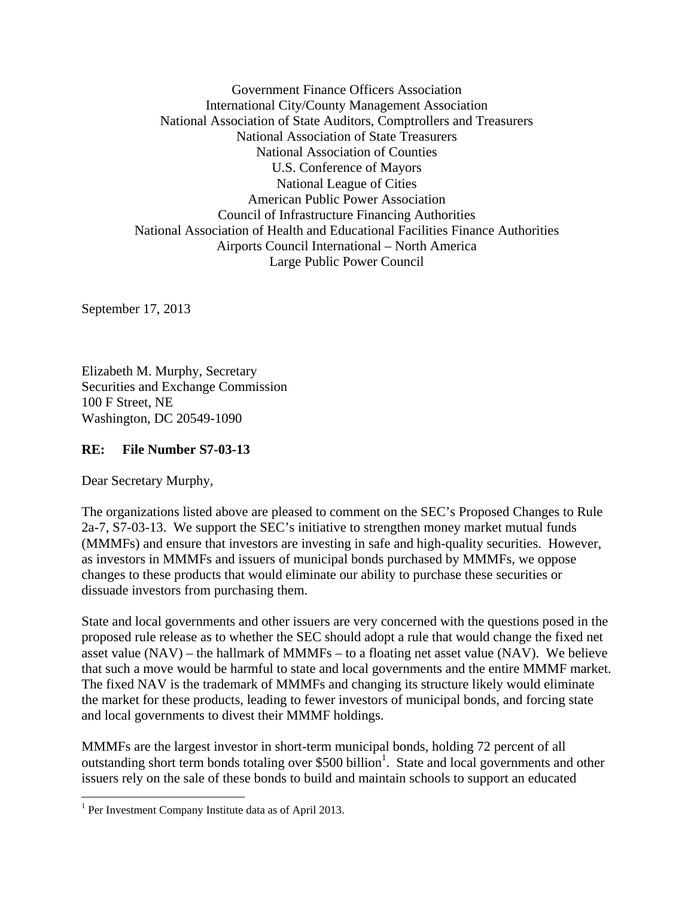Government Finance Officers Association
International City/County Management Association
National Association of State Auditors, Comptrollers and Treasurers
National Association of State Treasurers
National Association of Counties
U.S. Conference of Mayors
National League of Cities
American Public Power Association
Council of Infrastructure Financing Authorities
National Association of Health and Educational Facilities Finance Authorities
Airports Council International – North America
Large Public Power Council

September 17, 2013

Elizabeth M. Murphy, Secretary
Securities and Exchange Commission
100 F Street, NE
Washington, DC 20549-1090

**RE: File Number S7-03-13**

Dear Secretary Murphy,

The organizations listed above are pleased to comment on the SEC's Proposed Changes to Rule 2a-7, S7-03-13. We support the SEC's initiative to strengthen money market mutual funds (MMMFs) and ensure that investors are investing in safe and high-quality securities. However, as investors in MMMFs and issuers of municipal bonds purchased by MMMFs, we oppose changes to these products that would eliminate our ability to purchase these securities or dissuade investors from purchasing them.

State and local governments and other issuers are very concerned with the questions posed in the proposed rule release as to whether the SEC should adopt a rule that would change the fixed net asset value (NAV) – the hallmark of MMMFs – to a floating net asset value (NAV). We believe that such a move would be harmful to state and local governments and the entire MMMF market. The fixed NAV is the trademark of MMMFs and changing its structure likely would eliminate the market for these products, leading to fewer investors of municipal bonds, and forcing state and local governments to divest their MMMF holdings.

MMMFs are the largest investor in short-term municipal bonds, holding 72 percent of all outstanding short term bonds totaling over $500 billion[1]. State and local governments and other issuers rely on the sale of these bonds to build and maintain schools to support an educated

[1] Per Investment Company Institute data as of April 2013.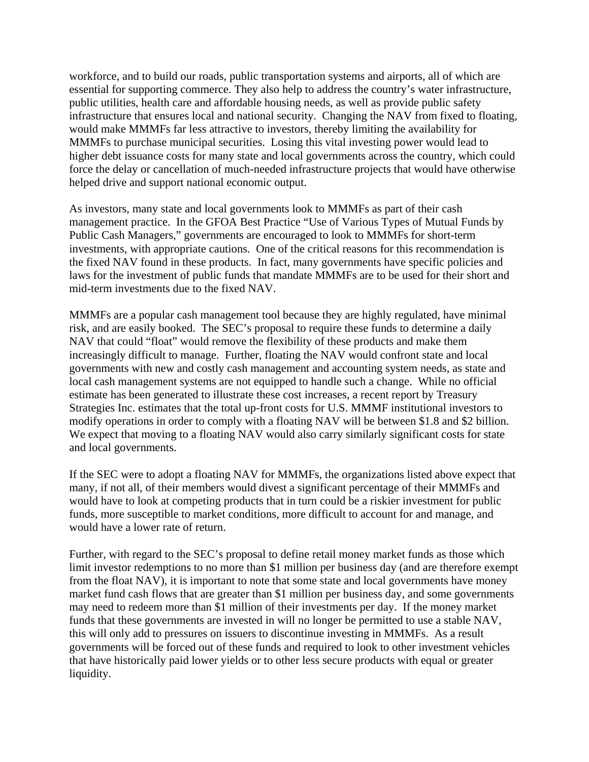workforce, and to build our roads, public transportation systems and airports, all of which are essential for supporting commerce. They also help to address the country's water infrastructure, public utilities, health care and affordable housing needs, as well as provide public safety infrastructure that ensures local and national security. Changing the NAV from fixed to floating, would make MMMFs far less attractive to investors, thereby limiting the availability for MMMFs to purchase municipal securities. Losing this vital investing power would lead to higher debt issuance costs for many state and local governments across the country, which could force the delay or cancellation of much-needed infrastructure projects that would have otherwise helped drive and support national economic output.

As investors, many state and local governments look to MMMFs as part of their cash management practice. In the GFOA Best Practice "Use of Various Types of Mutual Funds by Public Cash Managers," governments are encouraged to look to MMMFs for short-term investments, with appropriate cautions. One of the critical reasons for this recommendation is the fixed NAV found in these products. In fact, many governments have specific policies and laws for the investment of public funds that mandate MMMFs are to be used for their short and mid-term investments due to the fixed NAV.

MMMFs are a popular cash management tool because they are highly regulated, have minimal risk, and are easily booked. The SEC's proposal to require these funds to determine a daily NAV that could "float" would remove the flexibility of these products and make them increasingly difficult to manage. Further, floating the NAV would confront state and local governments with new and costly cash management and accounting system needs, as state and local cash management systems are not equipped to handle such a change. While no official estimate has been generated to illustrate these cost increases, a recent report by Treasury Strategies Inc. estimates that the total up-front costs for U.S. MMMF institutional investors to modify operations in order to comply with a floating NAV will be between $1.8 and $2 billion. We expect that moving to a floating NAV would also carry similarly significant costs for state and local governments.

If the SEC were to adopt a floating NAV for MMMFs, the organizations listed above expect that many, if not all, of their members would divest a significant percentage of their MMMFs and would have to look at competing products that in turn could be a riskier investment for public funds, more susceptible to market conditions, more difficult to account for and manage, and would have a lower rate of return.

Further, with regard to the SEC's proposal to define retail money market funds as those which limit investor redemptions to no more than $1 million per business day (and are therefore exempt from the float NAV), it is important to note that some state and local governments have money market fund cash flows that are greater than $1 million per business day, and some governments may need to redeem more than $1 million of their investments per day. If the money market funds that these governments are invested in will no longer be permitted to use a stable NAV, this will only add to pressures on issuers to discontinue investing in MMMFs. As a result governments will be forced out of these funds and required to look to other investment vehicles that have historically paid lower yields or to other less secure products with equal or greater liquidity.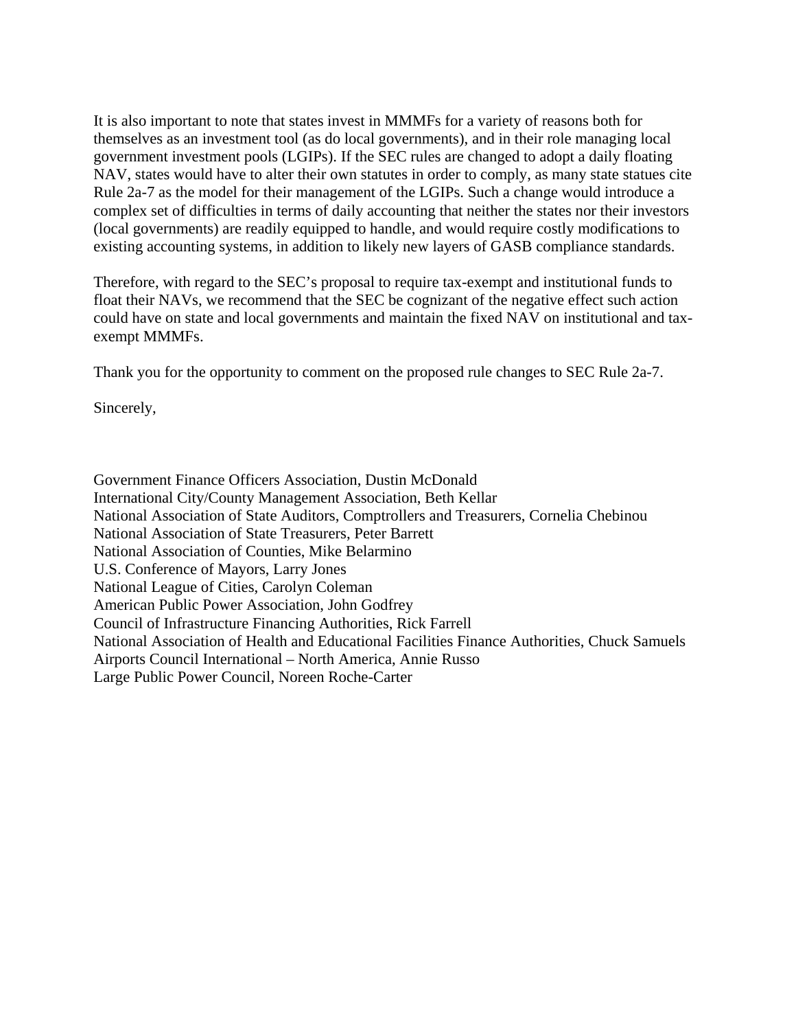It is also important to note that states invest in MMMFs for a variety of reasons both for themselves as an investment tool (as do local governments), and in their role managing local government investment pools (LGIPs). If the SEC rules are changed to adopt a daily floating NAV, states would have to alter their own statutes in order to comply, as many state statues cite Rule 2a-7 as the model for their management of the LGIPs. Such a change would introduce a complex set of difficulties in terms of daily accounting that neither the states nor their investors (local governments) are readily equipped to handle, and would require costly modifications to existing accounting systems, in addition to likely new layers of GASB compliance standards.

Therefore, with regard to the SEC's proposal to require tax-exempt and institutional funds to float their NAVs, we recommend that the SEC be cognizant of the negative effect such action could have on state and local governments and maintain the fixed NAV on institutional and tax-exempt MMMFs.

Thank you for the opportunity to comment on the proposed rule changes to SEC Rule 2a-7.

Sincerely,

Government Finance Officers Association, Dustin McDonald
International City/County Management Association, Beth Kellar
National Association of State Auditors, Comptrollers and Treasurers, Cornelia Chebinou
National Association of State Treasurers, Peter Barrett
National Association of Counties, Mike Belarmino
U.S. Conference of Mayors, Larry Jones
National League of Cities, Carolyn Coleman
American Public Power Association, John Godfrey
Council of Infrastructure Financing Authorities, Rick Farrell
National Association of Health and Educational Facilities Finance Authorities, Chuck Samuels
Airports Council International – North America, Annie Russo
Large Public Power Council, Noreen Roche-Carter